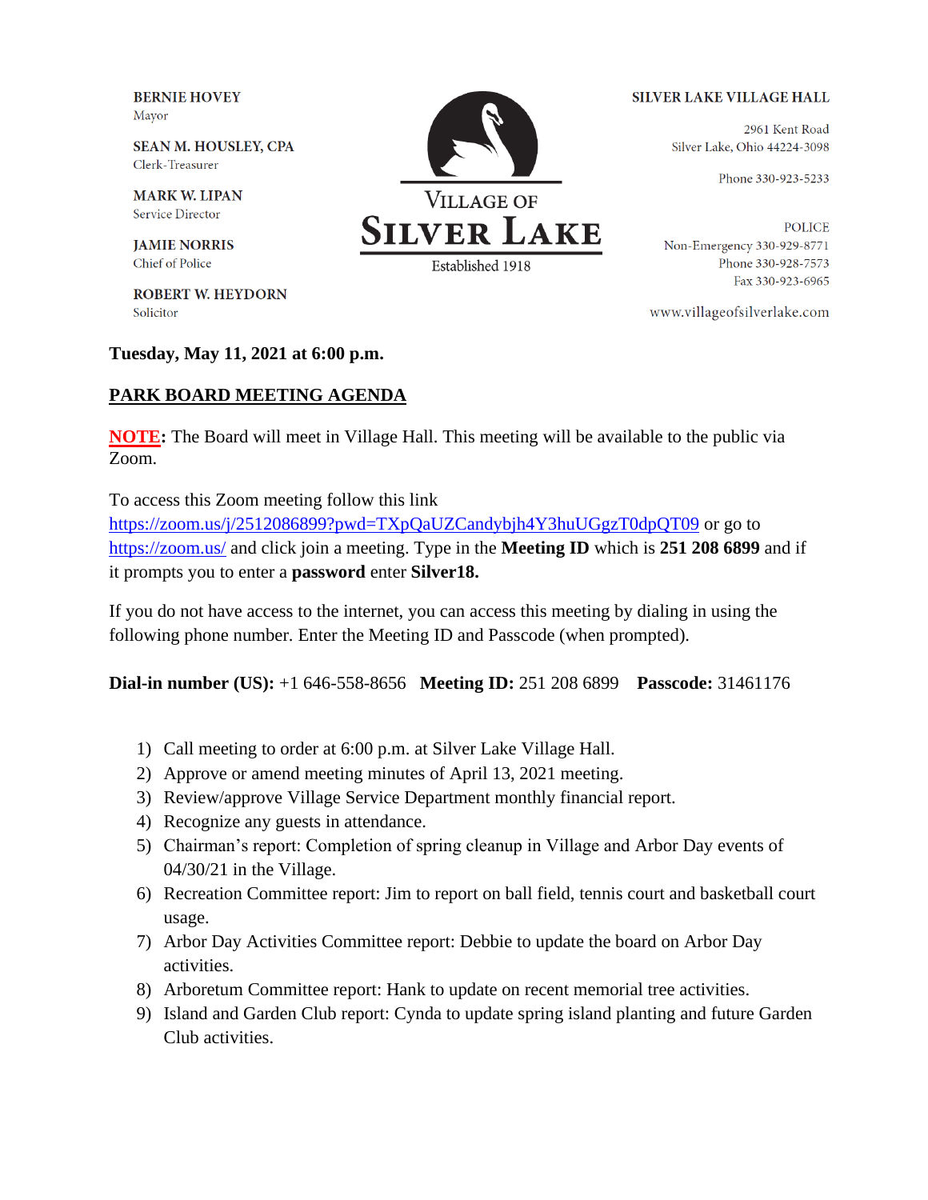**BERNIE HOVEY**
Mayor

**SEAN M. HOUSLEY, CPA**
Clerk-Treasurer

**MARK W. LIPAN**
Service Director

**JAMIE NORRIS**
Chief of Police

**ROBERT W. HEYDORN**
Solicitor

VILLAGE OF
**SILVER LAKE**
Established 1918

**SILVER LAKE VILLAGE HALL**

2961 Kent Road
Silver Lake, Ohio 44224-3098

Phone 330-923-5233

POLICE
Non-Emergency 330-929-8771
Phone 330-928-7573
Fax 330-923-6965

www.villageofsilverlake.com

**Tuesday, May 11, 2021 at 6:00 p.m.**

## PARK BOARD MEETING AGENDA

**NOTE:** The Board will meet in Village Hall. This meeting will be available to the public via Zoom.

To access this Zoom meeting follow this link https://zoom.us/j/2512086899?pwd=TXpQaUZCandybjh4Y3huUGgzT0dpQT09 or go to https://zoom.us/ and click join a meeting. Type in the **Meeting ID** which is **251 208 6899** and if it prompts you to enter a **password** enter **Silver18.**

If you do not have access to the internet, you can access this meeting by dialing in using the following phone number. Enter the Meeting ID and Passcode (when prompted).

**Dial-in number (US):** +1 646-558-8656 **Meeting ID:** 251 208 6899 **Passcode:** 31461176

1) Call meeting to order at 6:00 p.m. at Silver Lake Village Hall.
2) Approve or amend meeting minutes of April 13, 2021 meeting.
3) Review/approve Village Service Department monthly financial report.
4) Recognize any guests in attendance.
5) Chairman's report: Completion of spring cleanup in Village and Arbor Day events of 04/30/21 in the Village.
6) Recreation Committee report: Jim to report on ball field, tennis court and basketball court usage.
7) Arbor Day Activities Committee report: Debbie to update the board on Arbor Day activities.
8) Arboretum Committee report: Hank to update on recent memorial tree activities.
9) Island and Garden Club report: Cynda to update spring island planting and future Garden Club activities.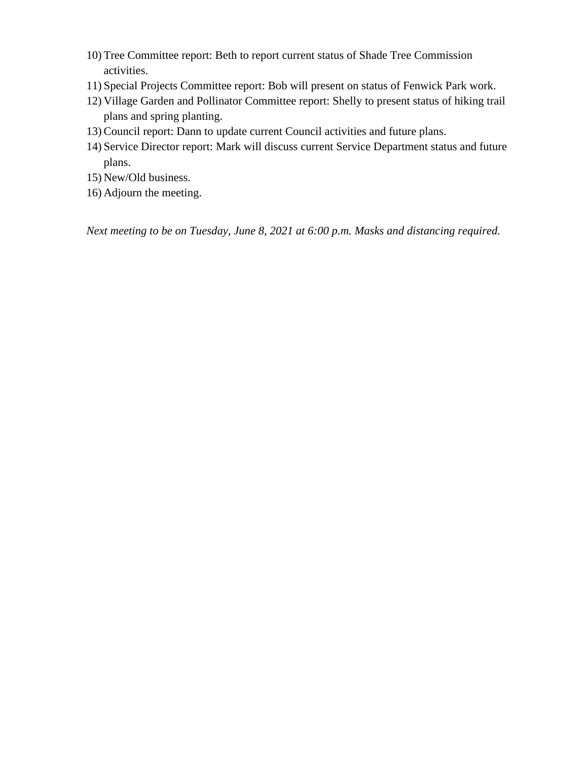10) Tree Committee report: Beth to report current status of Shade Tree Commission activities.
11) Special Projects Committee report: Bob will present on status of Fenwick Park work.
12) Village Garden and Pollinator Committee report: Shelly to present status of hiking trail plans and spring planting.
13) Council report: Dann to update current Council activities and future plans.
14) Service Director report: Mark will discuss current Service Department status and future plans.
15) New/Old business.
16) Adjourn the meeting.

*Next meeting to be on Tuesday, June 8, 2021 at 6:00 p.m. Masks and distancing required.*